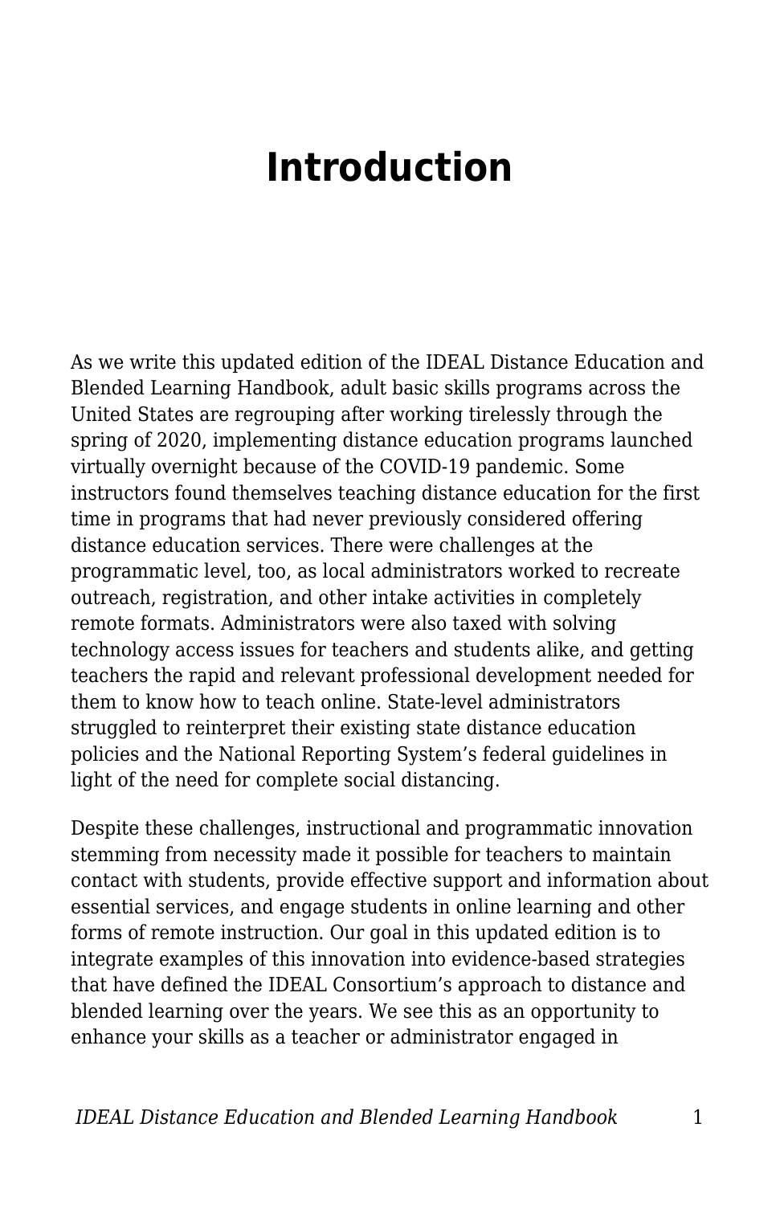# Introduction

As we write this updated edition of the IDEAL Distance Education and Blended Learning Handbook, adult basic skills programs across the United States are regrouping after working tirelessly through the spring of 2020, implementing distance education programs launched virtually overnight because of the COVID-19 pandemic. Some instructors found themselves teaching distance education for the first time in programs that had never previously considered offering distance education services. There were challenges at the programmatic level, too, as local administrators worked to recreate outreach, registration, and other intake activities in completely remote formats. Administrators were also taxed with solving technology access issues for teachers and students alike, and getting teachers the rapid and relevant professional development needed for them to know how to teach online. State-level administrators struggled to reinterpret their existing state distance education policies and the National Reporting System's federal guidelines in light of the need for complete social distancing.

Despite these challenges, instructional and programmatic innovation stemming from necessity made it possible for teachers to maintain contact with students, provide effective support and information about essential services, and engage students in online learning and other forms of remote instruction. Our goal in this updated edition is to integrate examples of this innovation into evidence-based strategies that have defined the IDEAL Consortium's approach to distance and blended learning over the years. We see this as an opportunity to enhance your skills as a teacher or administrator engaged in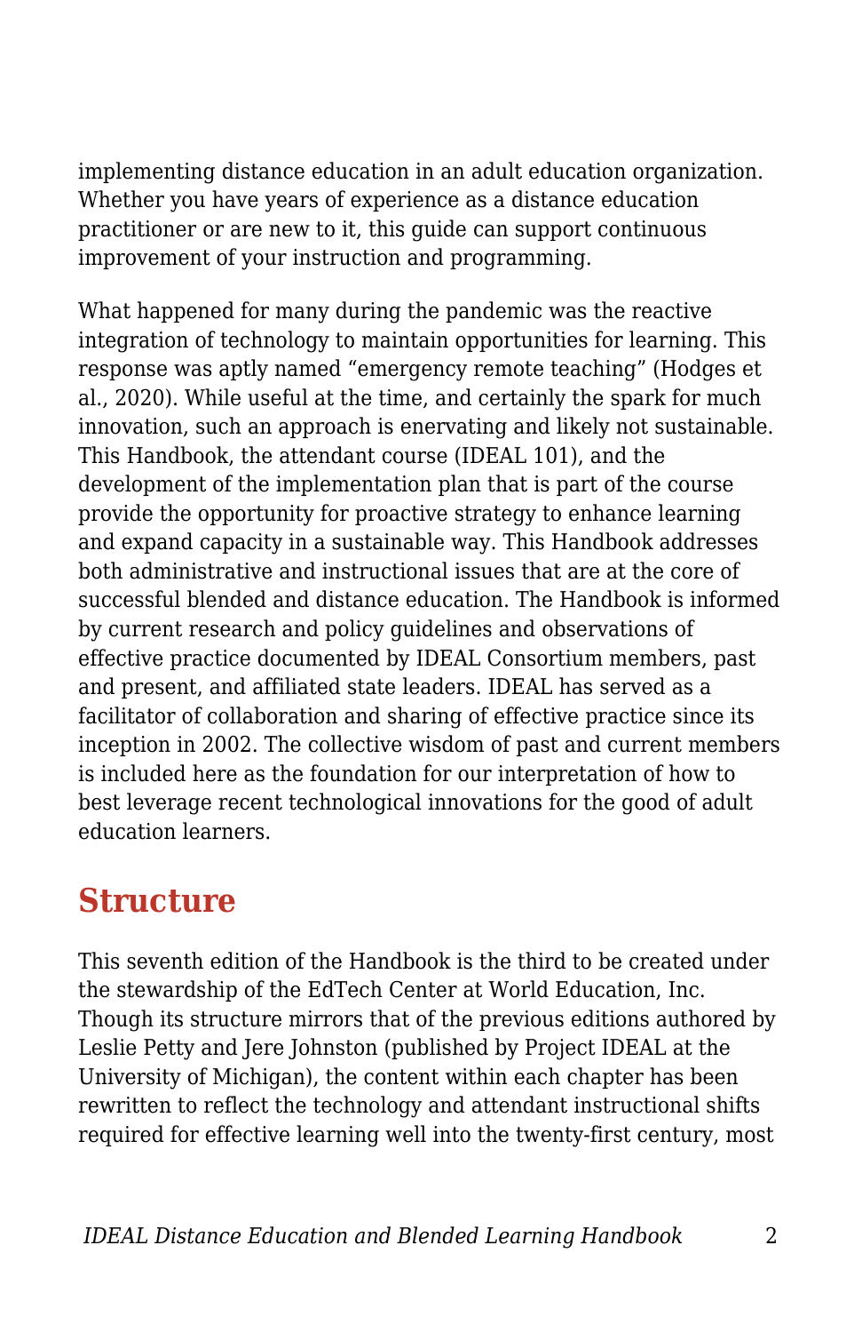implementing distance education in an adult education organization. Whether you have years of experience as a distance education practitioner or are new to it, this guide can support continuous improvement of your instruction and programming.

What happened for many during the pandemic was the reactive integration of technology to maintain opportunities for learning. This response was aptly named “emergency remote teaching” (Hodges et al., 2020). While useful at the time, and certainly the spark for much innovation, such an approach is enervating and likely not sustainable. This Handbook, the attendant course (IDEAL 101), and the development of the implementation plan that is part of the course provide the opportunity for proactive strategy to enhance learning and expand capacity in a sustainable way. This Handbook addresses both administrative and instructional issues that are at the core of successful blended and distance education. The Handbook is informed by current research and policy guidelines and observations of effective practice documented by IDEAL Consortium members, past and present, and affiliated state leaders. IDEAL has served as a facilitator of collaboration and sharing of effective practice since its inception in 2002. The collective wisdom of past and current members is included here as the foundation for our interpretation of how to best leverage recent technological innovations for the good of adult education learners.

## Structure

This seventh edition of the Handbook is the third to be created under the stewardship of the EdTech Center at World Education, Inc. Though its structure mirrors that of the previous editions authored by Leslie Petty and Jere Johnston (published by Project IDEAL at the University of Michigan), the content within each chapter has been rewritten to reflect the technology and attendant instructional shifts required for effective learning well into the twenty-first century, most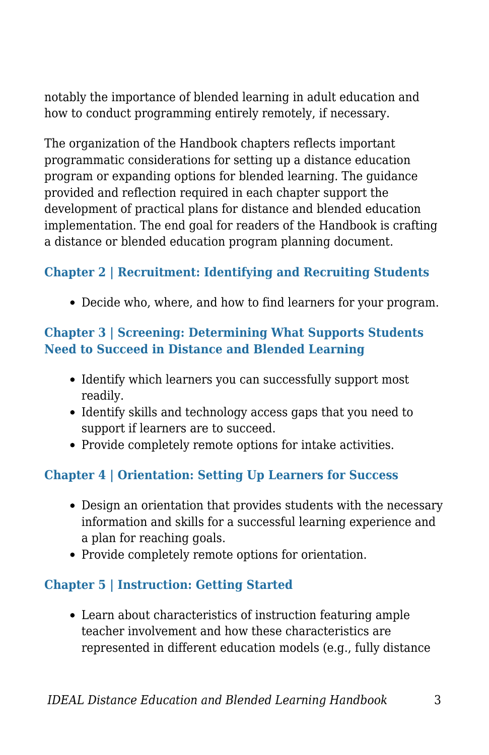notably the importance of blended learning in adult education and how to conduct programming entirely remotely, if necessary.

The organization of the Handbook chapters reflects important programmatic considerations for setting up a distance education program or expanding options for blended learning. The guidance provided and reflection required in each chapter support the development of practical plans for distance and blended education implementation. The end goal for readers of the Handbook is crafting a distance or blended education program planning document.

### Chapter 2 | Recruitment: Identifying and Recruiting Students

- Decide who, where, and how to find learners for your program.

### Chapter 3 | Screening: Determining What Supports Students Need to Succeed in Distance and Blended Learning

- Identify which learners you can successfully support most readily.
- Identify skills and technology access gaps that you need to support if learners are to succeed.
- Provide completely remote options for intake activities.

### Chapter 4 | Orientation: Setting Up Learners for Success

- Design an orientation that provides students with the necessary information and skills for a successful learning experience and a plan for reaching goals.
- Provide completely remote options for orientation.

### Chapter 5 | Instruction: Getting Started

- Learn about characteristics of instruction featuring ample teacher involvement and how these characteristics are represented in different education models (e.g., fully distance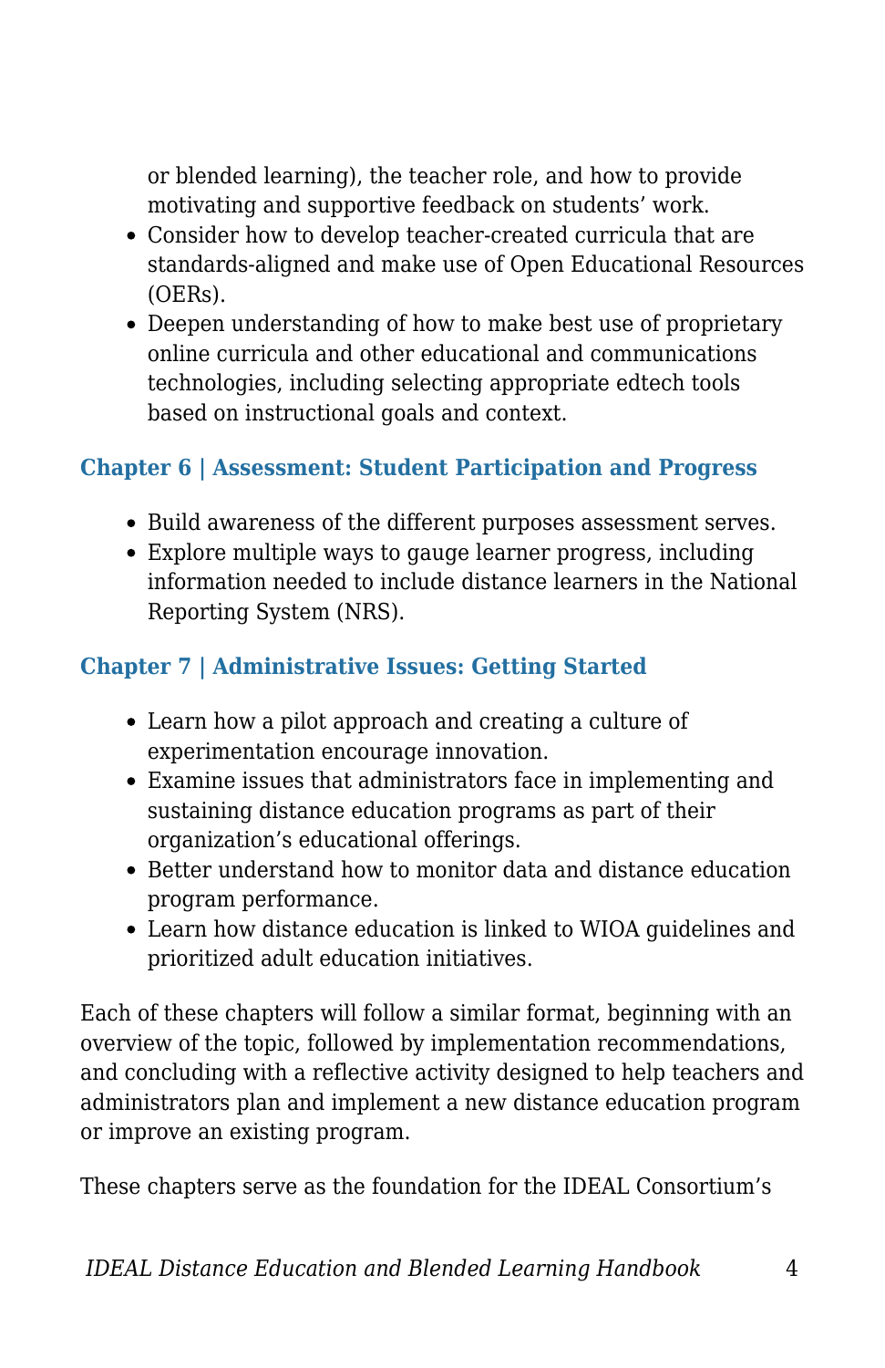or blended learning), the teacher role, and how to provide motivating and supportive feedback on students' work.

- Consider how to develop teacher-created curricula that are standards-aligned and make use of Open Educational Resources (OERs).
- Deepen understanding of how to make best use of proprietary online curricula and other educational and communications technologies, including selecting appropriate edtech tools based on instructional goals and context.

### Chapter 6 | Assessment: Student Participation and Progress

- Build awareness of the different purposes assessment serves.
- Explore multiple ways to gauge learner progress, including information needed to include distance learners in the National Reporting System (NRS).

### Chapter 7 | Administrative Issues: Getting Started

- Learn how a pilot approach and creating a culture of experimentation encourage innovation.
- Examine issues that administrators face in implementing and sustaining distance education programs as part of their organization's educational offerings.
- Better understand how to monitor data and distance education program performance.
- Learn how distance education is linked to WIOA guidelines and prioritized adult education initiatives.

Each of these chapters will follow a similar format, beginning with an overview of the topic, followed by implementation recommendations, and concluding with a reflective activity designed to help teachers and administrators plan and implement a new distance education program or improve an existing program.

These chapters serve as the foundation for the IDEAL Consortium's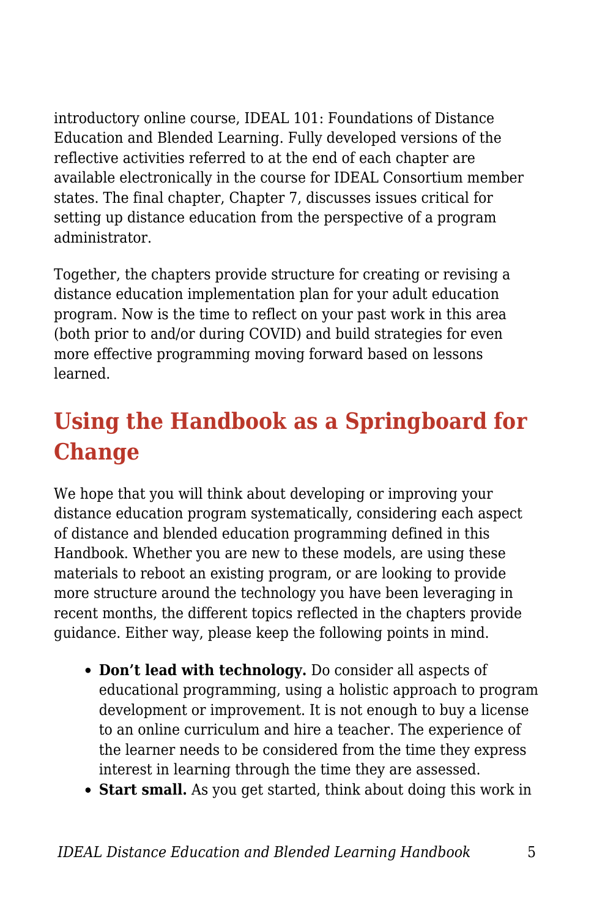introductory online course, IDEAL 101: Foundations of Distance Education and Blended Learning. Fully developed versions of the reflective activities referred to at the end of each chapter are available electronically in the course for IDEAL Consortium member states. The final chapter, Chapter 7, discusses issues critical for setting up distance education from the perspective of a program administrator.

Together, the chapters provide structure for creating or revising a distance education implementation plan for your adult education program. Now is the time to reflect on your past work in this area (both prior to and/or during COVID) and build strategies for even more effective programming moving forward based on lessons learned.

## Using the Handbook as a Springboard for Change

We hope that you will think about developing or improving your distance education program systematically, considering each aspect of distance and blended education programming defined in this Handbook. Whether you are new to these models, are using these materials to reboot an existing program, or are looking to provide more structure around the technology you have been leveraging in recent months, the different topics reflected in the chapters provide guidance. Either way, please keep the following points in mind.

- **Don't lead with technology.** Do consider all aspects of educational programming, using a holistic approach to program development or improvement. It is not enough to buy a license to an online curriculum and hire a teacher. The experience of the learner needs to be considered from the time they express interest in learning through the time they are assessed.
- **Start small.** As you get started, think about doing this work in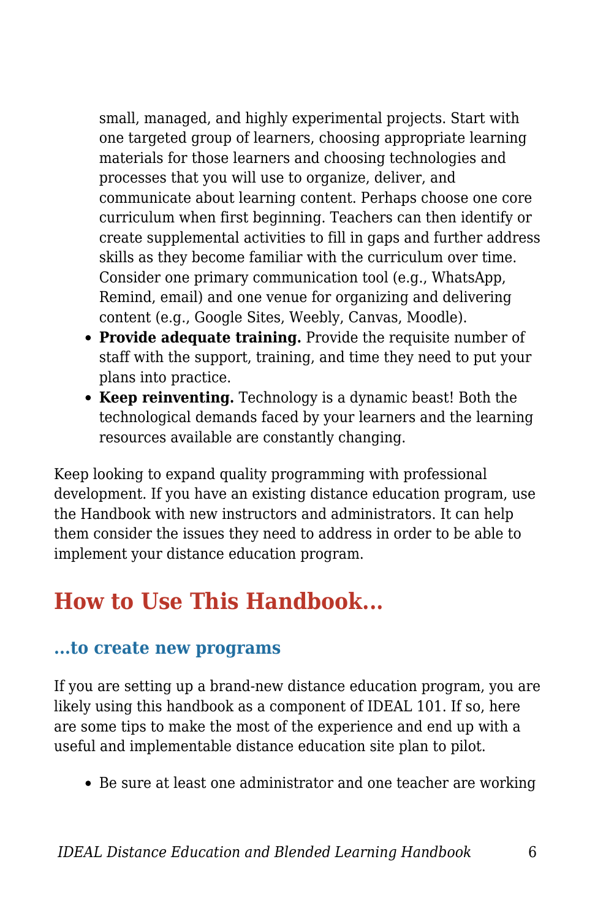small, managed, and highly experimental projects. Start with one targeted group of learners, choosing appropriate learning materials for those learners and choosing technologies and processes that you will use to organize, deliver, and communicate about learning content. Perhaps choose one core curriculum when first beginning. Teachers can then identify or create supplemental activities to fill in gaps and further address skills as they become familiar with the curriculum over time. Consider one primary communication tool (e.g., WhatsApp, Remind, email) and one venue for organizing and delivering content (e.g., Google Sites, Weebly, Canvas, Moodle).

- **Provide adequate training.** Provide the requisite number of staff with the support, training, and time they need to put your plans into practice.
- **Keep reinventing.** Technology is a dynamic beast! Both the technological demands faced by your learners and the learning resources available are constantly changing.

Keep looking to expand quality programming with professional development. If you have an existing distance education program, use the Handbook with new instructors and administrators. It can help them consider the issues they need to address in order to be able to implement your distance education program.

## How to Use This Handbook…

### …to create new programs

If you are setting up a brand-new distance education program, you are likely using this handbook as a component of IDEAL 101. If so, here are some tips to make the most of the experience and end up with a useful and implementable distance education site plan to pilot.

- Be sure at least one administrator and one teacher are working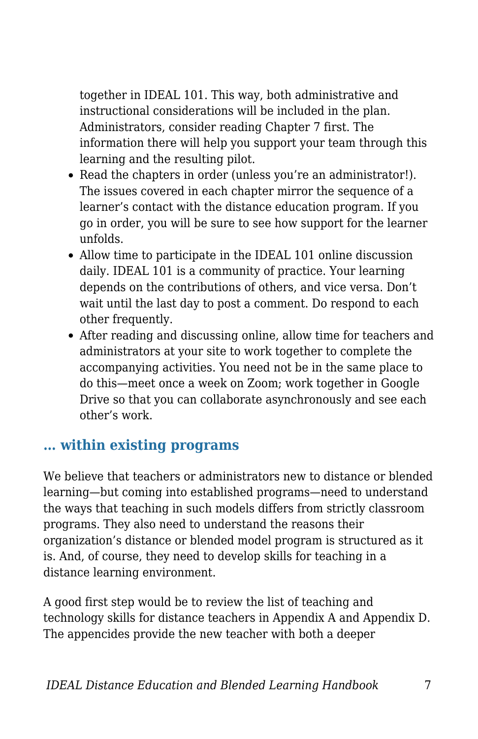together in IDEAL 101. This way, both administrative and instructional considerations will be included in the plan. Administrators, consider reading Chapter 7 first. The information there will help you support your team through this learning and the resulting pilot.

- Read the chapters in order (unless you're an administrator!). The issues covered in each chapter mirror the sequence of a learner's contact with the distance education program. If you go in order, you will be sure to see how support for the learner unfolds.
- Allow time to participate in the IDEAL 101 online discussion daily. IDEAL 101 is a community of practice. Your learning depends on the contributions of others, and vice versa. Don't wait until the last day to post a comment. Do respond to each other frequently.
- After reading and discussing online, allow time for teachers and administrators at your site to work together to complete the accompanying activities. You need not be in the same place to do this—meet once a week on Zoom; work together in Google Drive so that you can collaborate asynchronously and see each other's work.

### … within existing programs

We believe that teachers or administrators new to distance or blended learning—but coming into established programs—need to understand the ways that teaching in such models differs from strictly classroom programs. They also need to understand the reasons their organization's distance or blended model program is structured as it is. And, of course, they need to develop skills for teaching in a distance learning environment.

A good first step would be to review the list of teaching and technology skills for distance teachers in Appendix A and Appendix D. The appencides provide the new teacher with both a deeper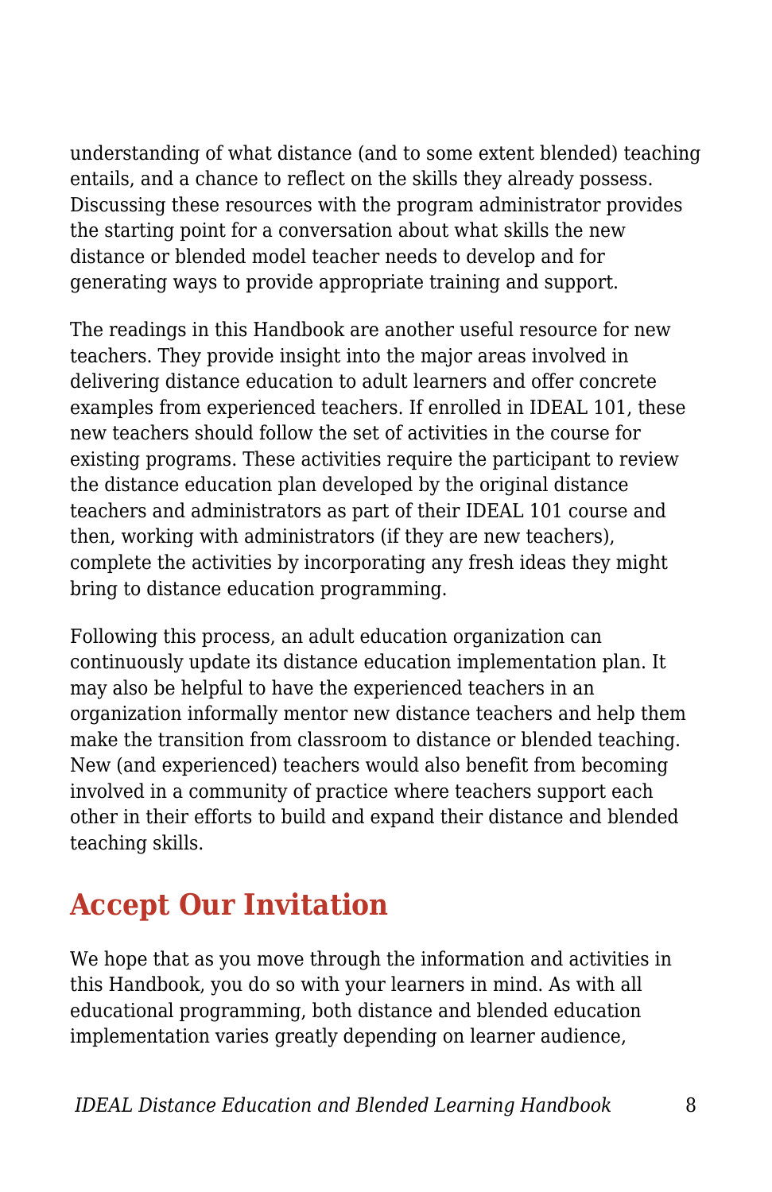understanding of what distance (and to some extent blended) teaching entails, and a chance to reflect on the skills they already possess. Discussing these resources with the program administrator provides the starting point for a conversation about what skills the new distance or blended model teacher needs to develop and for generating ways to provide appropriate training and support.

The readings in this Handbook are another useful resource for new teachers. They provide insight into the major areas involved in delivering distance education to adult learners and offer concrete examples from experienced teachers. If enrolled in IDEAL 101, these new teachers should follow the set of activities in the course for existing programs. These activities require the participant to review the distance education plan developed by the original distance teachers and administrators as part of their IDEAL 101 course and then, working with administrators (if they are new teachers), complete the activities by incorporating any fresh ideas they might bring to distance education programming.

Following this process, an adult education organization can continuously update its distance education implementation plan. It may also be helpful to have the experienced teachers in an organization informally mentor new distance teachers and help them make the transition from classroom to distance or blended teaching. New (and experienced) teachers would also benefit from becoming involved in a community of practice where teachers support each other in their efforts to build and expand their distance and blended teaching skills.

## Accept Our Invitation

We hope that as you move through the information and activities in this Handbook, you do so with your learners in mind. As with all educational programming, both distance and blended education implementation varies greatly depending on learner audience,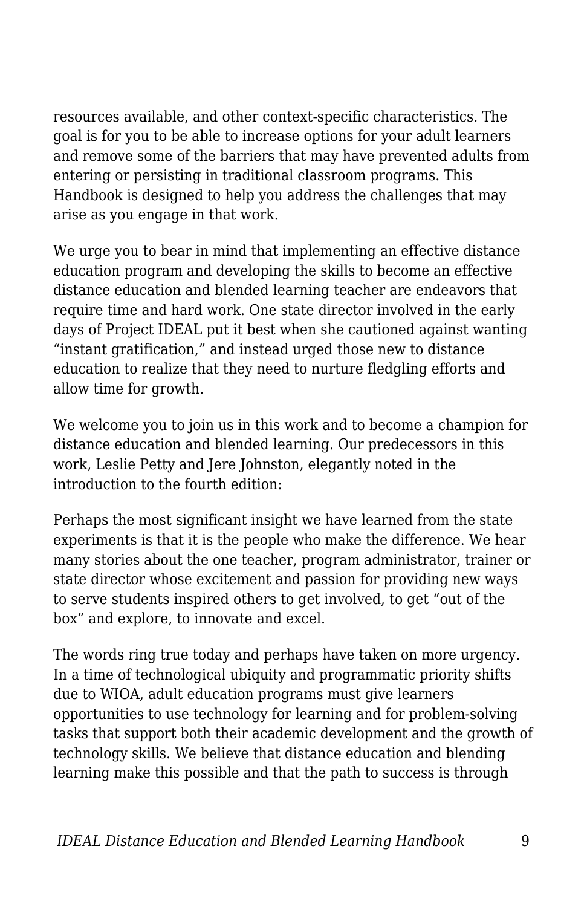resources available, and other context-specific characteristics. The goal is for you to be able to increase options for your adult learners and remove some of the barriers that may have prevented adults from entering or persisting in traditional classroom programs. This Handbook is designed to help you address the challenges that may arise as you engage in that work.

We urge you to bear in mind that implementing an effective distance education program and developing the skills to become an effective distance education and blended learning teacher are endeavors that require time and hard work. One state director involved in the early days of Project IDEAL put it best when she cautioned against wanting "instant gratification," and instead urged those new to distance education to realize that they need to nurture fledgling efforts and allow time for growth.

We welcome you to join us in this work and to become a champion for distance education and blended learning. Our predecessors in this work, Leslie Petty and Jere Johnston, elegantly noted in the introduction to the fourth edition:

Perhaps the most significant insight we have learned from the state experiments is that it is the people who make the difference. We hear many stories about the one teacher, program administrator, trainer or state director whose excitement and passion for providing new ways to serve students inspired others to get involved, to get "out of the box" and explore, to innovate and excel.

The words ring true today and perhaps have taken on more urgency. In a time of technological ubiquity and programmatic priority shifts due to WIOA, adult education programs must give learners opportunities to use technology for learning and for problem-solving tasks that support both their academic development and the growth of technology skills. We believe that distance education and blending learning make this possible and that the path to success is through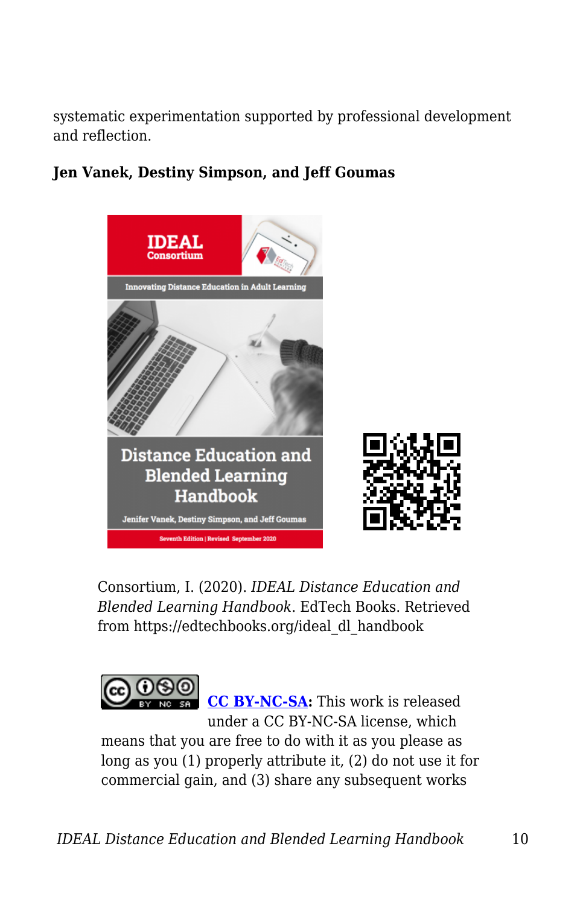systematic experimentation supported by professional development and reflection.

**Jen Vanek, Destiny Simpson, and Jeff Goumas**

Consortium, I. (2020). *IDEAL Distance Education and Blended Learning Handbook*. EdTech Books. Retrieved from https://edtechbooks.org/ideal_dl_handbook

**[CC BY-NC-SA](https://creativecommons.org/licenses/by-nc-sa/4.0/):** This work is released under a CC BY-NC-SA license, which means that you are free to do with it as you please as long as you (1) properly attribute it, (2) do not use it for commercial gain, and (3) share any subsequent works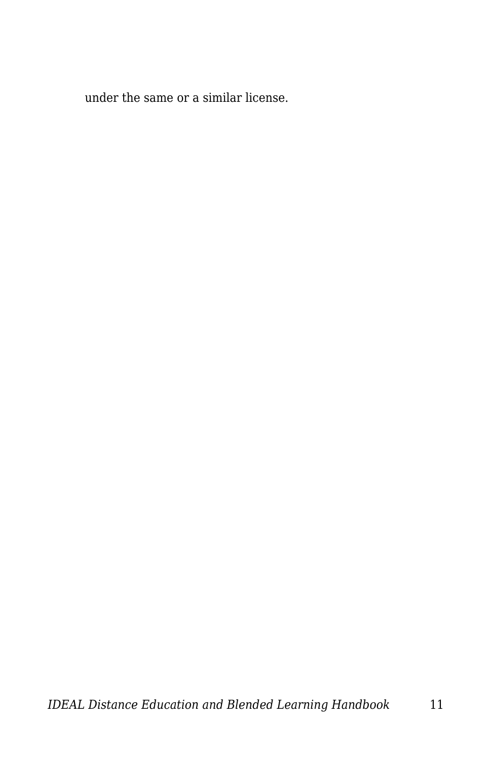under the same or a similar license.